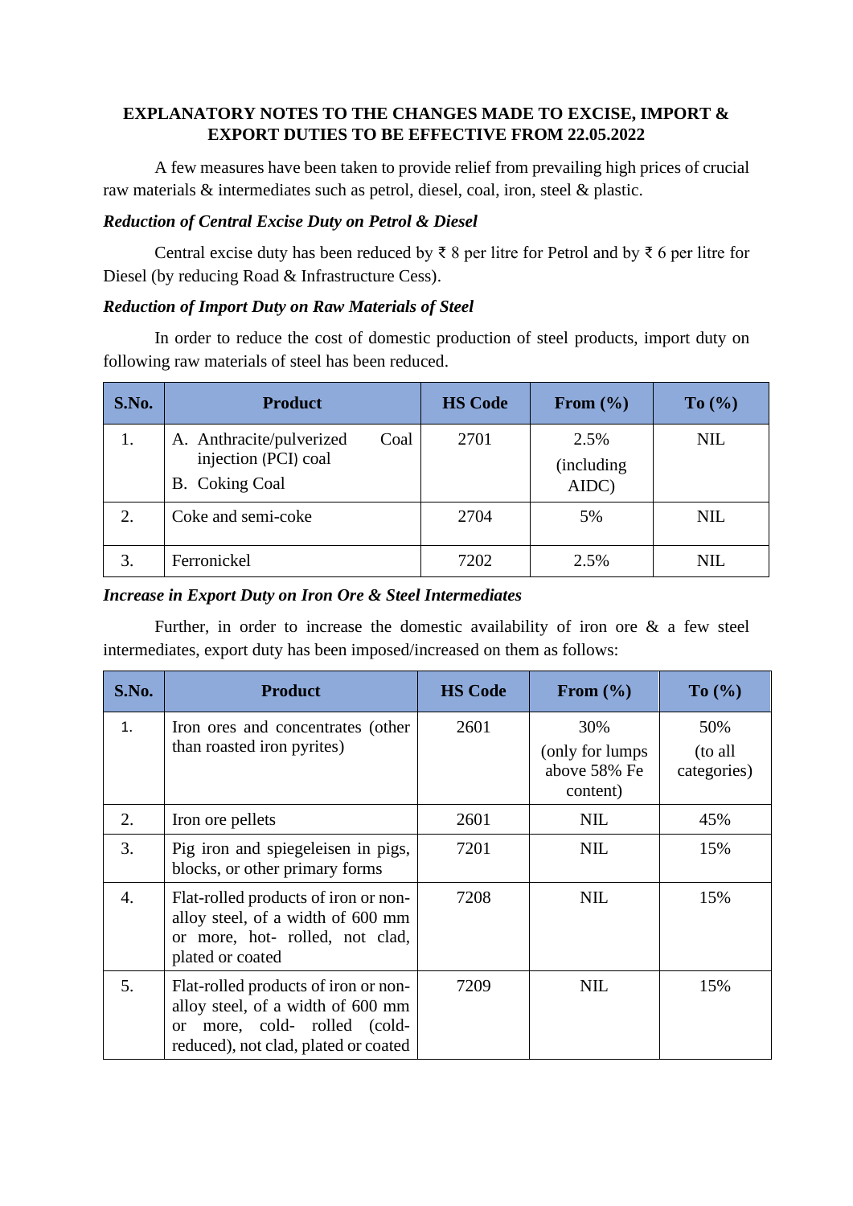# EXPLANATORY NOTES TO THE CHANGES MADE TO EXCISE, IMPORT & EXPORT DUTIES TO BE EFFECTIVE FROM 22.05.2022

A few measures have been taken to provide relief from prevailing high prices of crucial raw materials & intermediates such as petrol, diesel, coal, iron, steel & plastic.

### *Reduction of Central Excise Duty on Petrol & Diesel*

Central excise duty has been reduced by ₹ 8 per litre for Petrol and by ₹ 6 per litre for Diesel (by reducing Road & Infrastructure Cess).

### *Reduction of Import Duty on Raw Materials of Steel*

In order to reduce the cost of domestic production of steel products, import duty on following raw materials of steel has been reduced.

| S.No. | Product | HS Code | From (%) | To (%) |
|---|---|---|---|---|
| 1. | A. Anthracite/pulverized Coal injection (PCI) coal<br>B. Coking Coal | 2701 | 2.5% (including AIDC) | NIL |
| 2. | Coke and semi-coke | 2704 | 5% | NIL |
| 3. | Ferronickel | 7202 | 2.5% | NIL |

### *Increase in Export Duty on Iron Ore & Steel Intermediates*

Further, in order to increase the domestic availability of iron ore & a few steel intermediates, export duty has been imposed/increased on them as follows:

| S.No. | Product | HS Code | From (%) | To (%) |
|---|---|---|---|---|
| 1. | Iron ores and concentrates (other than roasted iron pyrites) | 2601 | 30% (only for lumps above 58% Fe content) | 50% (to all categories) |
| 2. | Iron ore pellets | 2601 | NIL | 45% |
| 3. | Pig iron and spiegeleisen in pigs, blocks, or other primary forms | 7201 | NIL | 15% |
| 4. | Flat-rolled products of iron or non-alloy steel, of a width of 600 mm or more, hot- rolled, not clad, plated or coated | 7208 | NIL | 15% |
| 5. | Flat-rolled products of iron or non-alloy steel, of a width of 600 mm or more, cold- rolled (cold-reduced), not clad, plated or coated | 7209 | NIL | 15% |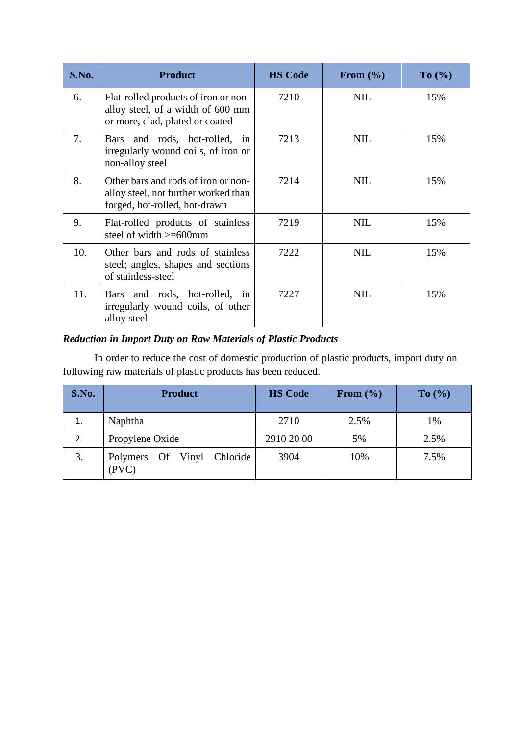| S.No. | Product | HS Code | From (%) | To (%) |
|---|---|---|---|---|
| 6. | Flat-rolled products of iron or non-alloy steel, of a width of 600 mm or more, clad, plated or coated | 7210 | NIL | 15% |
| 7. | Bars and rods, hot-rolled, in irregularly wound coils, of iron or non-alloy steel | 7213 | NIL | 15% |
| 8. | Other bars and rods of iron or non-alloy steel, not further worked than forged, hot-rolled, hot-drawn | 7214 | NIL | 15% |
| 9. | Flat-rolled products of stainless steel of width >=600mm | 7219 | NIL | 15% |
| 10. | Other bars and rods of stainless steel; angles, shapes and sections of stainless-steel | 7222 | NIL | 15% |
| 11. | Bars and rods, hot-rolled, in irregularly wound coils, of other alloy steel | 7227 | NIL | 15% |

***Reduction in Import Duty on Raw Materials of Plastic Products***

In order to reduce the cost of domestic production of plastic products, import duty on following raw materials of plastic products has been reduced.

| S.No. | Product | HS Code | From (%) | To (%) |
|---|---|---|---|---|
| 1. | Naphtha | 2710 | 2.5% | 1% |
| 2. | Propylene Oxide | 2910 20 00 | 5% | 2.5% |
| 3. | Polymers Of Vinyl Chloride (PVC) | 3904 | 10% | 7.5% |